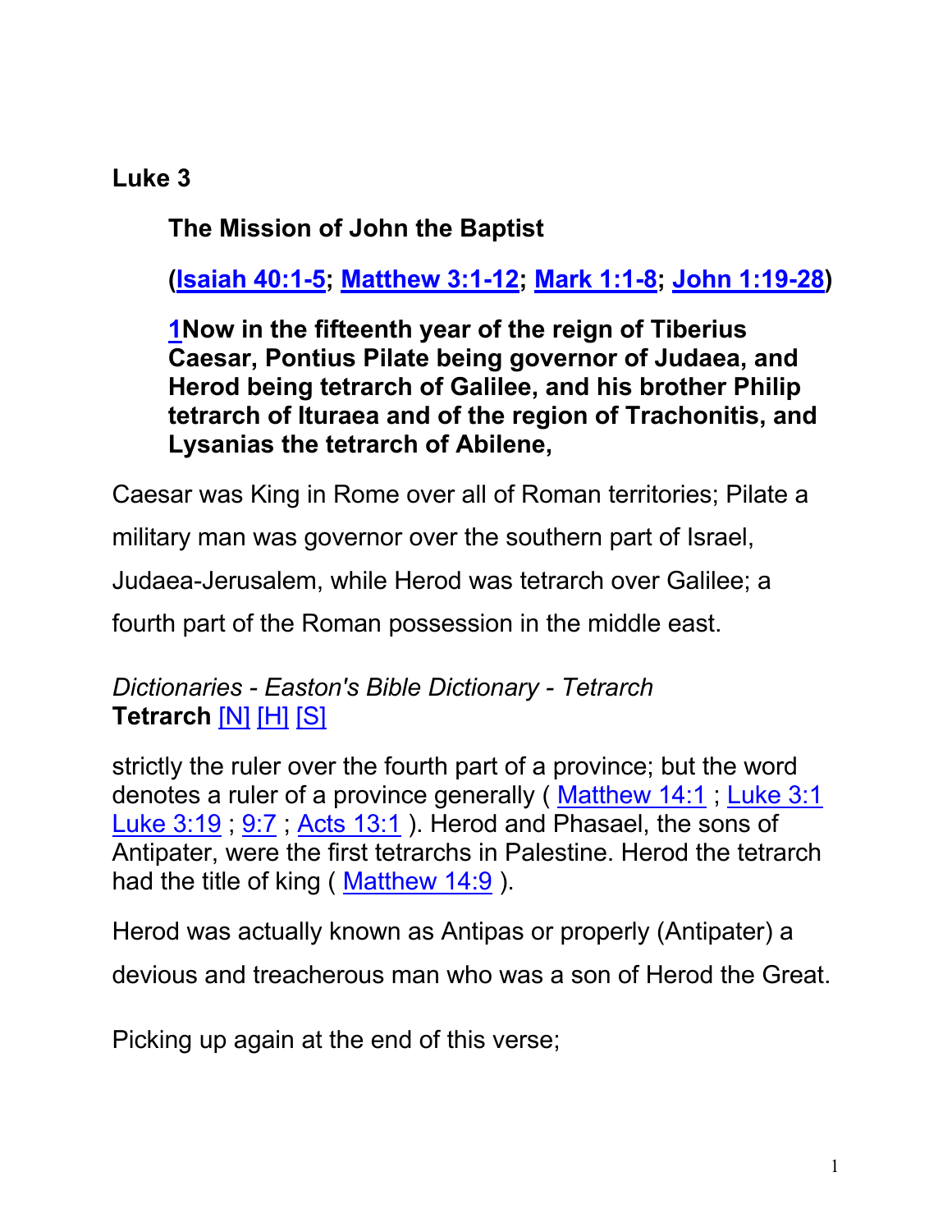# Luke 3

## The Mission of John the Baptist

**(Isaiah 40:1-5; Matthew 3:1-12; Mark 1:1-8; John 1:19-28)**

**1Now in the fifteenth year of the reign of Tiberius Caesar, Pontius Pilate being governor of Judaea, and Herod being tetrarch of Galilee, and his brother Philip tetrarch of Ituraea and of the region of Trachonitis, and Lysanias the tetrarch of Abilene,**

Caesar was King in Rome over all of Roman territories; Pilate a military man was governor over the southern part of Israel, Judaea-Jerusalem, while Herod was tetrarch over Galilee; a fourth part of the Roman possession in the middle east.

*Dictionaries - Easton's Bible Dictionary - Tetrarch*
**Tetrarch** [N] [H] [S]

strictly the ruler over the fourth part of a province; but the word denotes a ruler of a province generally ( Matthew 14:1 ; Luke 3:1 Luke 3:19 ; 9:7 ; Acts 13:1 ). Herod and Phasael, the sons of Antipater, were the first tetrarchs in Palestine. Herod the tetrarch had the title of king ( Matthew 14:9 ).

Herod was actually known as Antipas or properly (Antipater) a devious and treacherous man who was a son of Herod the Great.

Picking up again at the end of this verse;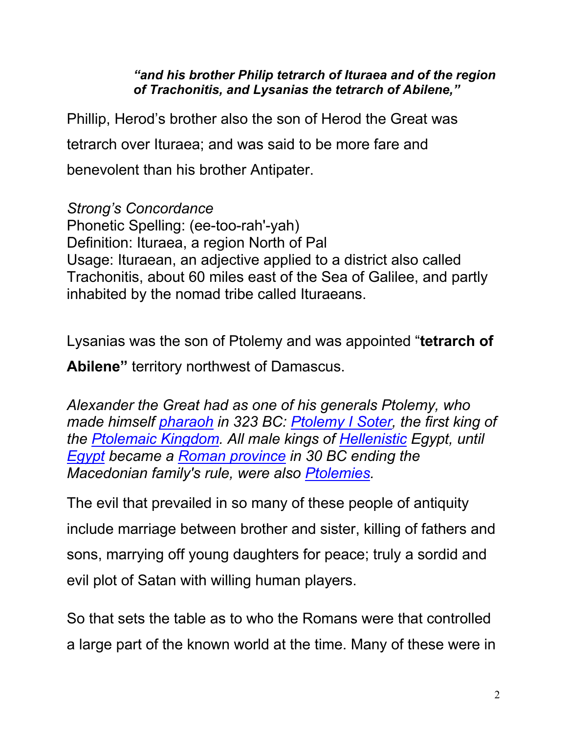***"and his brother Philip tetrarch of Ituraea and of the region of Trachonitis, and Lysanias the tetrarch of Abilene,"***

Phillip, Herod's brother also the son of Herod the Great was tetrarch over Ituraea; and was said to be more fare and benevolent than his brother Antipater.

*Strong's Concordance*
Phonetic Spelling: (ee-too-rah'-yah)
Definition: Ituraea, a region North of Pal
Usage: Ituraean, an adjective applied to a district also called Trachonitis, about 60 miles east of the Sea of Galilee, and partly inhabited by the nomad tribe called Ituraeans.

Lysanias was the son of Ptolemy and was appointed "**tetrarch of Abilene"** territory northwest of Damascus.

*Alexander the Great had as one of his generals Ptolemy, who made himself pharaoh in 323 BC: Ptolemy I Soter, the first king of the Ptolemaic Kingdom. All male kings of Hellenistic Egypt, until Egypt became a Roman province in 30 BC ending the Macedonian family's rule, were also Ptolemies.*

The evil that prevailed in so many of these people of antiquity include marriage between brother and sister, killing of fathers and sons, marrying off young daughters for peace; truly a sordid and evil plot of Satan with willing human players.

So that sets the table as to who the Romans were that controlled a large part of the known world at the time. Many of these were in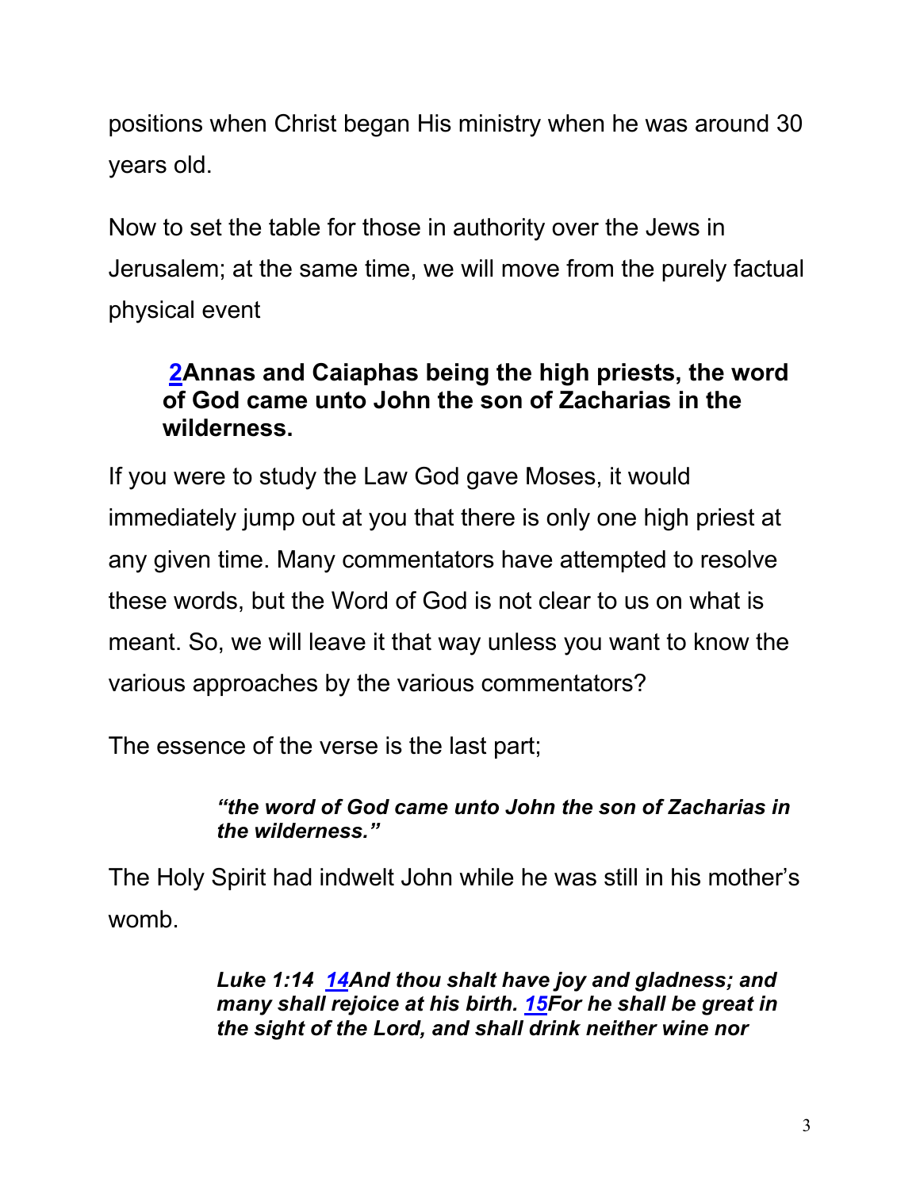positions when Christ began His ministry when he was around 30 years old.

Now to set the table for those in authority over the Jews in Jerusalem; at the same time, we will move from the purely factual physical event

> **2Annas and Caiaphas being the high priests, the word of God came unto John the son of Zacharias in the wilderness.**

If you were to study the Law God gave Moses, it would immediately jump out at you that there is only one high priest at any given time. Many commentators have attempted to resolve these words, but the Word of God is not clear to us on what is meant. So, we will leave it that way unless you want to know the various approaches by the various commentators?

The essence of the verse is the last part;

> ***"the word of God came unto John the son of Zacharias in the wilderness."***

The Holy Spirit had indwelt John while he was still in his mother's womb.

> ***Luke 1:14 14And thou shalt have joy and gladness; and many shall rejoice at his birth. 15For he shall be great in the sight of the Lord, and shall drink neither wine nor***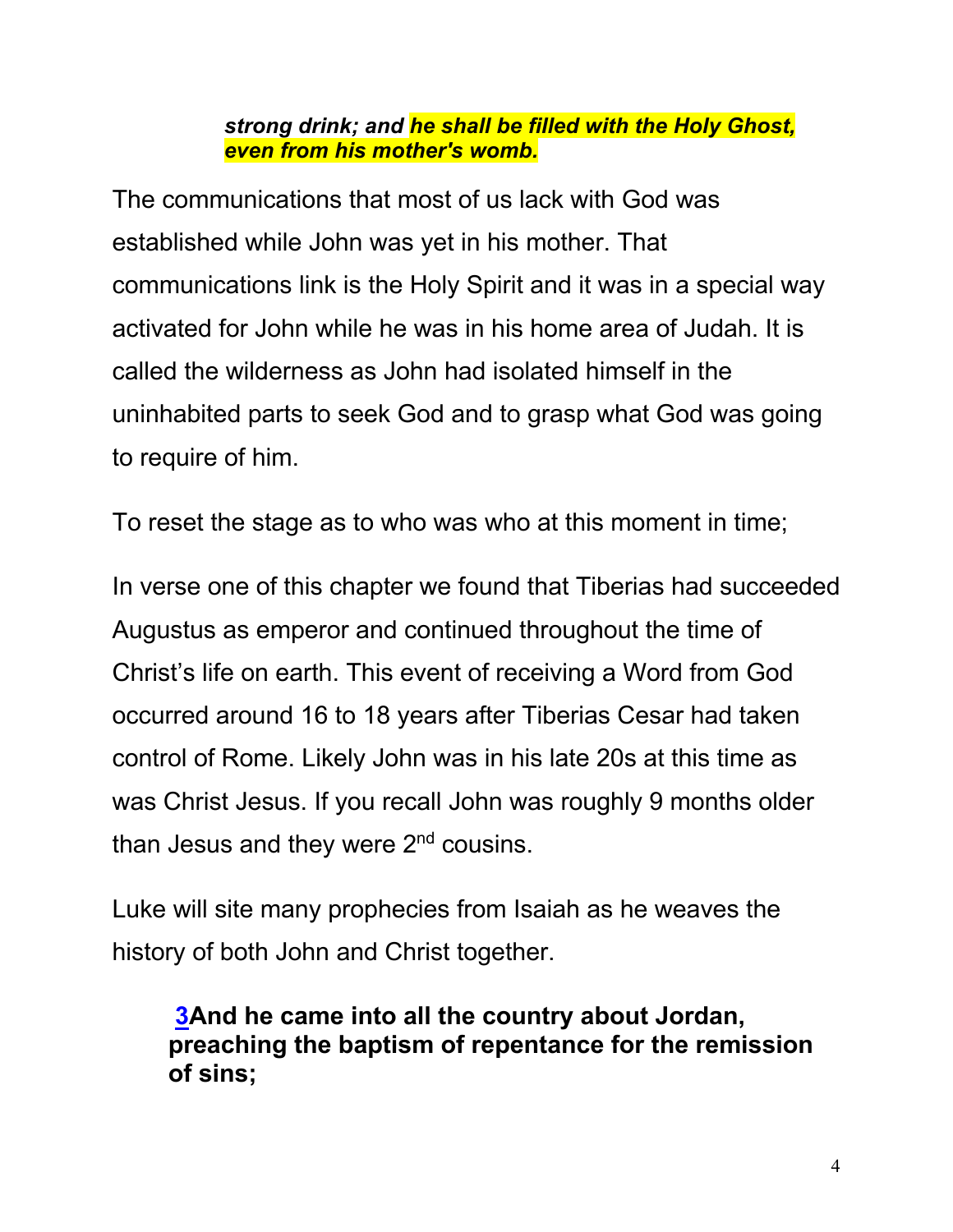*strong drink; and he shall be filled with the Holy Ghost, even from his mother's womb.*

The communications that most of us lack with God was established while John was yet in his mother. That communications link is the Holy Spirit and it was in a special way activated for John while he was in his home area of Judah. It is called the wilderness as John had isolated himself in the uninhabited parts to seek God and to grasp what God was going to require of him.

To reset the stage as to who was who at this moment in time;

In verse one of this chapter we found that Tiberias had succeeded Augustus as emperor and continued throughout the time of Christ's life on earth. This event of receiving a Word from God occurred around 16 to 18 years after Tiberias Cesar had taken control of Rome. Likely John was in his late 20s at this time as was Christ Jesus. If you recall John was roughly 9 months older than Jesus and they were 2nd cousins.

Luke will site many prophecies from Isaiah as he weaves the history of both John and Christ together.

**3And he came into all the country about Jordan, preaching the baptism of repentance for the remission of sins;**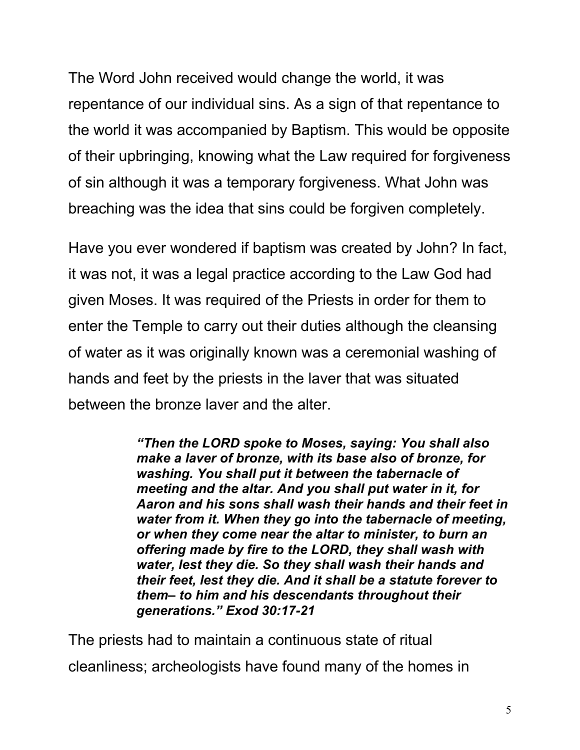The Word John received would change the world, it was repentance of our individual sins. As a sign of that repentance to the world it was accompanied by Baptism. This would be opposite of their upbringing, knowing what the Law required for forgiveness of sin although it was a temporary forgiveness. What John was breaching was the idea that sins could be forgiven completely.

Have you ever wondered if baptism was created by John? In fact, it was not, it was a legal practice according to the Law God had given Moses. It was required of the Priests in order for them to enter the Temple to carry out their duties although the cleansing of water as it was originally known was a ceremonial washing of hands and feet by the priests in the laver that was situated between the bronze laver and the alter.

> ***"Then the LORD spoke to Moses, saying: You shall also make a laver of bronze, with its base also of bronze, for washing. You shall put it between the tabernacle of meeting and the altar. And you shall put water in it, for Aaron and his sons shall wash their hands and their feet in water from it. When they go into the tabernacle of meeting, or when they come near the altar to minister, to burn an offering made by fire to the LORD, they shall wash with water, lest they die. So they shall wash their hands and their feet, lest they die. And it shall be a statute forever to them– to him and his descendants throughout their generations." Exod 30:17-21***

The priests had to maintain a continuous state of ritual cleanliness; archeologists have found many of the homes in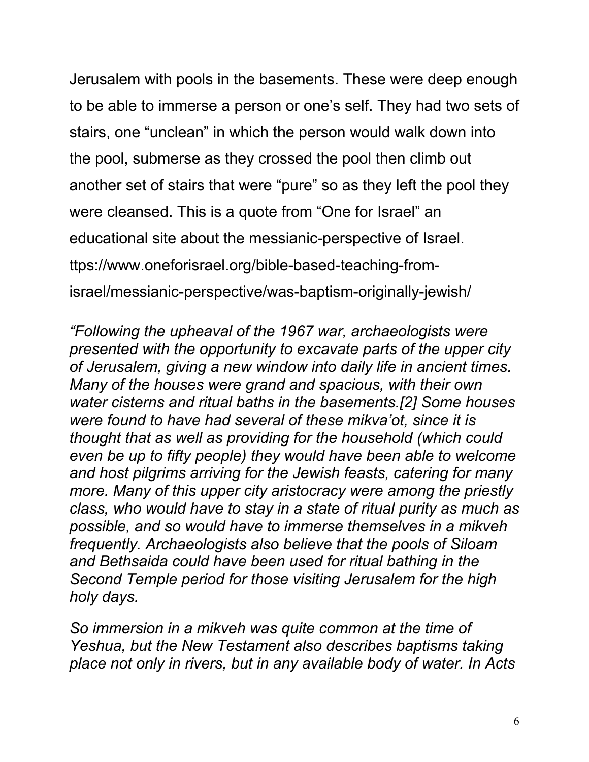Jerusalem with pools in the basements. These were deep enough to be able to immerse a person or one's self. They had two sets of stairs, one "unclean" in which the person would walk down into the pool, submerse as they crossed the pool then climb out another set of stairs that were "pure" so as they left the pool they were cleansed. This is a quote from "One for Israel" an educational site about the messianic-perspective of Israel. ttps://www.oneforisrael.org/bible-based-teaching-from-israel/messianic-perspective/was-baptism-originally-jewish/

*"Following the upheaval of the 1967 war, archaeologists were presented with the opportunity to excavate parts of the upper city of Jerusalem, giving a new window into daily life in ancient times. Many of the houses were grand and spacious, with their own water cisterns and ritual baths in the basements.[2] Some houses were found to have had several of these mikva'ot, since it is thought that as well as providing for the household (which could even be up to fifty people) they would have been able to welcome and host pilgrims arriving for the Jewish feasts, catering for many more. Many of this upper city aristocracy were among the priestly class, who would have to stay in a state of ritual purity as much as possible, and so would have to immerse themselves in a mikveh frequently. Archaeologists also believe that the pools of Siloam and Bethsaida could have been used for ritual bathing in the Second Temple period for those visiting Jerusalem for the high holy days.*

*So immersion in a mikveh was quite common at the time of Yeshua, but the New Testament also describes baptisms taking place not only in rivers, but in any available body of water. In Acts*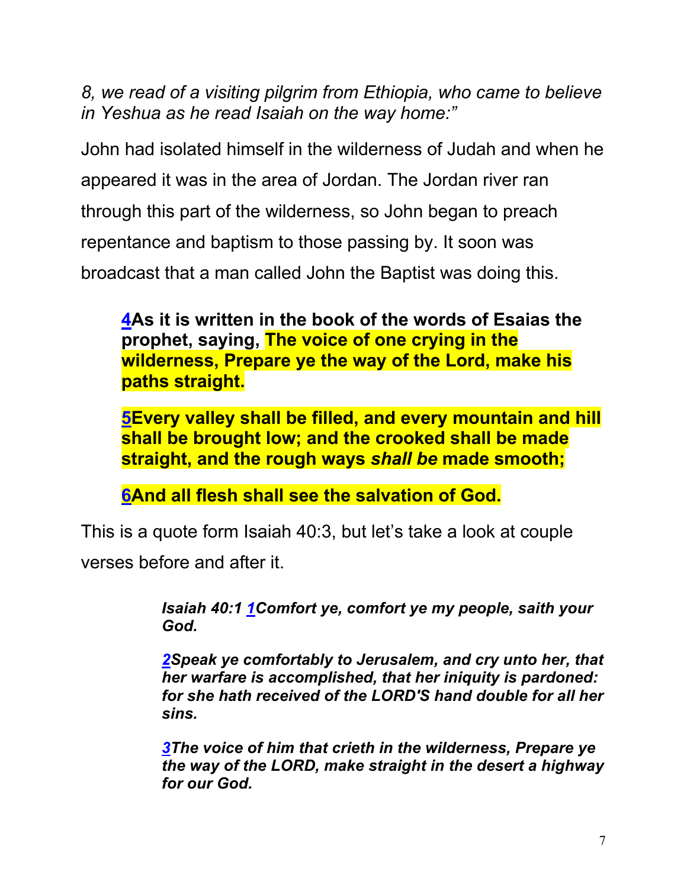*8, we read of a visiting pilgrim from Ethiopia, who came to believe in Yeshua as he read Isaiah on the way home:"*

John had isolated himself in the wilderness of Judah and when he appeared it was in the area of Jordan. The Jordan river ran through this part of the wilderness, so John began to preach repentance and baptism to those passing by. It soon was broadcast that a man called John the Baptist was doing this.

> **4As it is written in the book of the words of Esaias the prophet, saying, The voice of one crying in the wilderness, Prepare ye the way of the Lord, make his paths straight.**
>
> **5Every valley shall be filled, and every mountain and hill shall be brought low; and the crooked shall be made straight, and the rough ways *shall be* made smooth;**
>
> **6And all flesh shall see the salvation of God.**

This is a quote form Isaiah 40:3, but let's take a look at couple verses before and after it.

> ***Isaiah 40:1 1Comfort ye, comfort ye my people, saith your God.***
>
> ***2Speak ye comfortably to Jerusalem, and cry unto her, that her warfare is accomplished, that her iniquity is pardoned: for she hath received of the LORD'S hand double for all her sins.***
>
> ***3The voice of him that crieth in the wilderness, Prepare ye the way of the LORD, make straight in the desert a highway for our God.***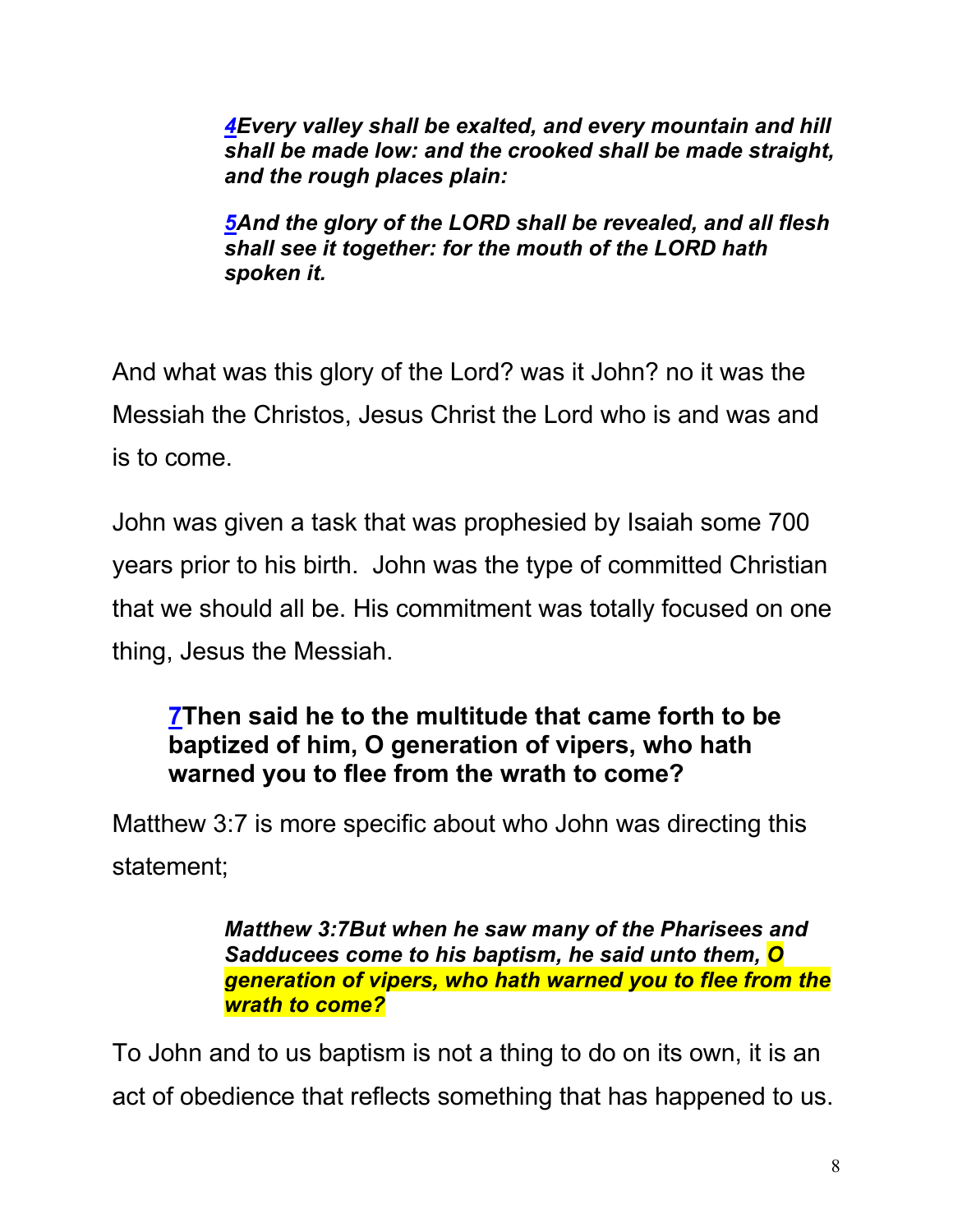> ***4Every valley shall be exalted, and every mountain and hill shall be made low: and the crooked shall be made straight, and the rough places plain:***
>
> ***5And the glory of the LORD shall be revealed, and all flesh shall see it together: for the mouth of the LORD hath spoken it.***

And what was this glory of the Lord? was it John? no it was the Messiah the Christos, Jesus Christ the Lord who is and was and is to come.

John was given a task that was prophesied by Isaiah some 700 years prior to his birth. John was the type of committed Christian that we should all be. His commitment was totally focused on one thing, Jesus the Messiah.

> **7Then said he to the multitude that came forth to be baptized of him, O generation of vipers, who hath warned you to flee from the wrath to come?**

Matthew 3:7 is more specific about who John was directing this statement;

> ***Matthew 3:7But when he saw many of the Pharisees and Sadducees come to his baptism, he said unto them, O generation of vipers, who hath warned you to flee from the wrath to come?***

To John and to us baptism is not a thing to do on its own, it is an act of obedience that reflects something that has happened to us.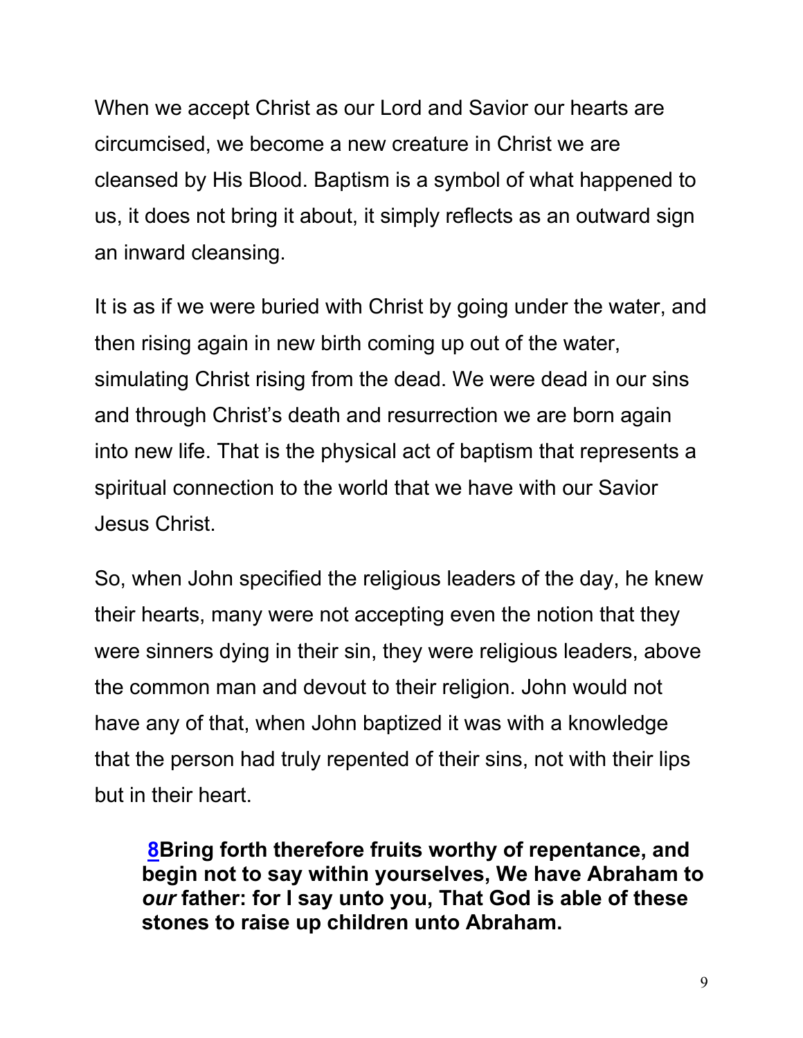When we accept Christ as our Lord and Savior our hearts are circumcised, we become a new creature in Christ we are cleansed by His Blood. Baptism is a symbol of what happened to us, it does not bring it about, it simply reflects as an outward sign an inward cleansing.

It is as if we were buried with Christ by going under the water, and then rising again in new birth coming up out of the water, simulating Christ rising from the dead. We were dead in our sins and through Christ's death and resurrection we are born again into new life. That is the physical act of baptism that represents a spiritual connection to the world that we have with our Savior Jesus Christ.

So, when John specified the religious leaders of the day, he knew their hearts, many were not accepting even the notion that they were sinners dying in their sin, they were religious leaders, above the common man and devout to their religion. John would not have any of that, when John baptized it was with a knowledge that the person had truly repented of their sins, not with their lips but in their heart.

> **8Bring forth therefore fruits worthy of repentance, and begin not to say within yourselves, We have Abraham to *our* father: for I say unto you, That God is able of these stones to raise up children unto Abraham.**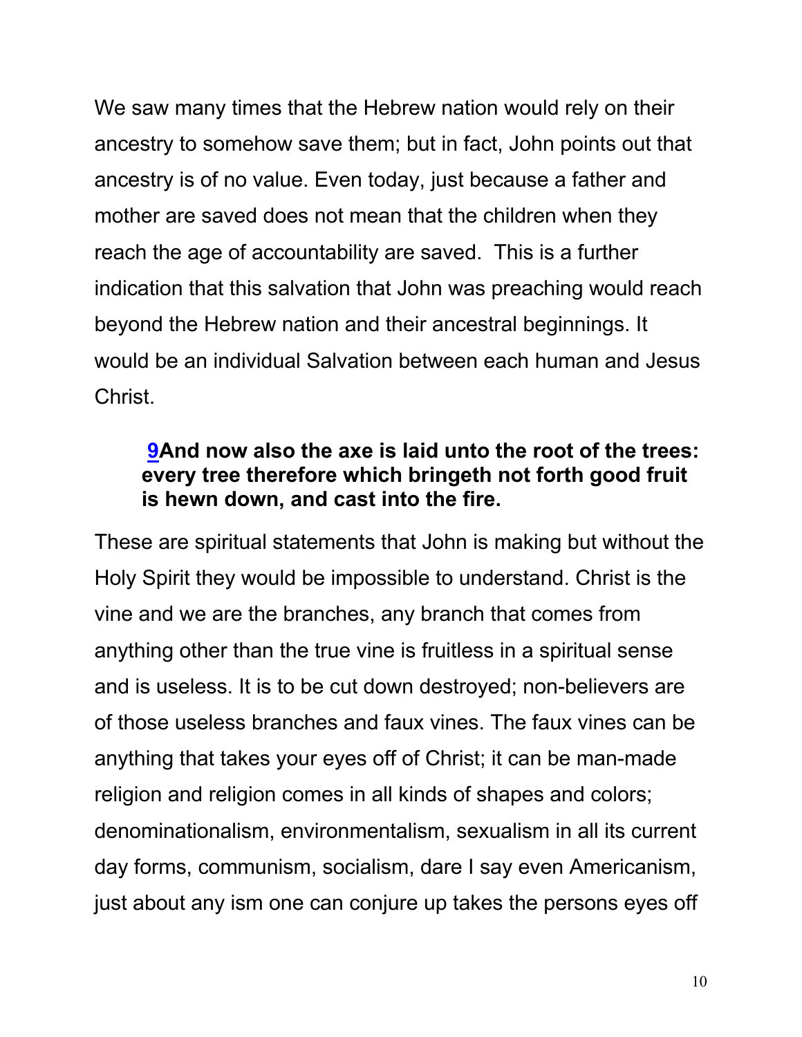We saw many times that the Hebrew nation would rely on their ancestry to somehow save them; but in fact, John points out that ancestry is of no value. Even today, just because a father and mother are saved does not mean that the children when they reach the age of accountability are saved. This is a further indication that this salvation that John was preaching would reach beyond the Hebrew nation and their ancestral beginnings. It would be an individual Salvation between each human and Jesus Christ.

> **9And now also the axe is laid unto the root of the trees: every tree therefore which bringeth not forth good fruit is hewn down, and cast into the fire.**

These are spiritual statements that John is making but without the Holy Spirit they would be impossible to understand. Christ is the vine and we are the branches, any branch that comes from anything other than the true vine is fruitless in a spiritual sense and is useless. It is to be cut down destroyed; non-believers are of those useless branches and faux vines. The faux vines can be anything that takes your eyes off of Christ; it can be man-made religion and religion comes in all kinds of shapes and colors; denominationalism, environmentalism, sexualism in all its current day forms, communism, socialism, dare I say even Americanism, just about any ism one can conjure up takes the persons eyes off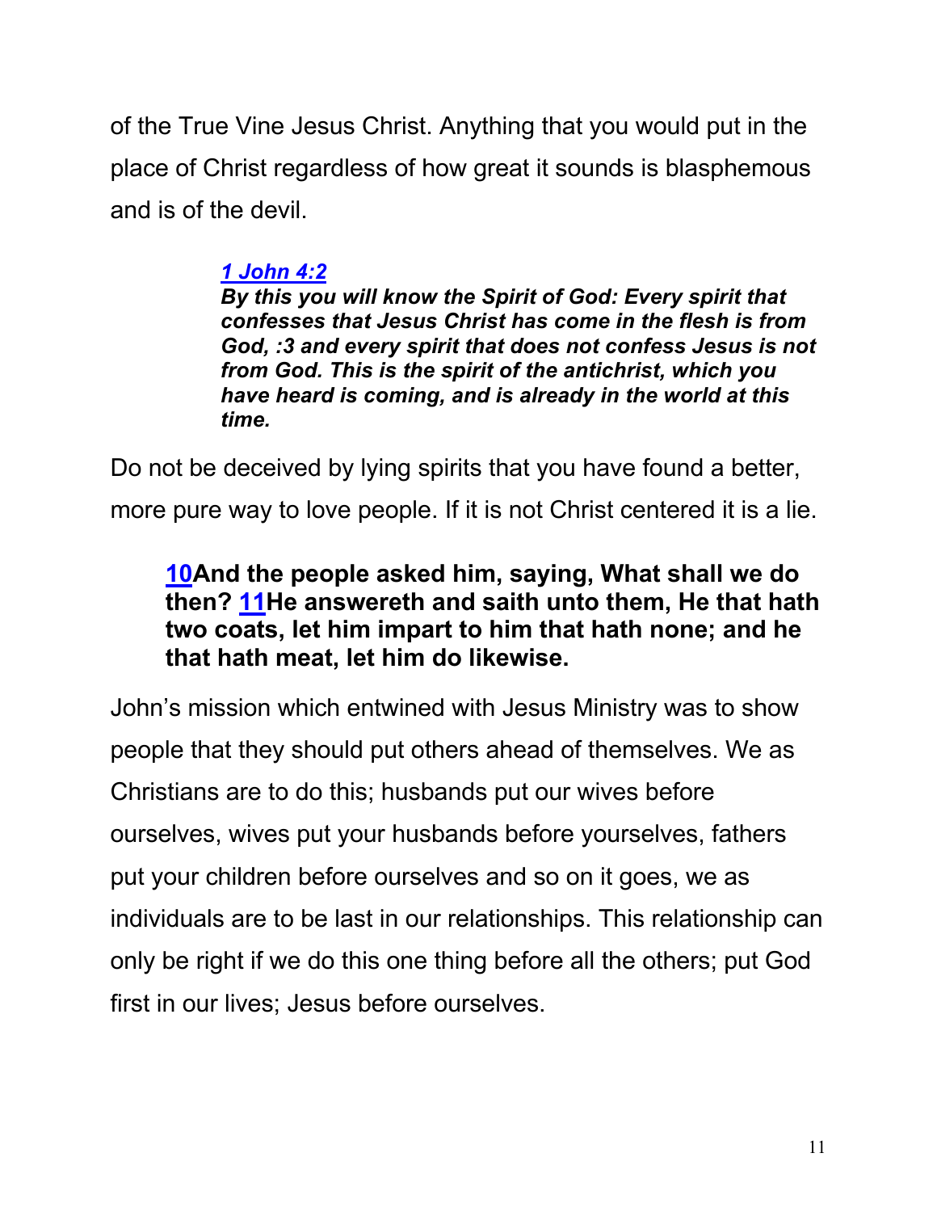of the True Vine Jesus Christ. Anything that you would put in the place of Christ regardless of how great it sounds is blasphemous and is of the devil.

> ***1 John 4:2***
> ***By this you will know the Spirit of God: Every spirit that confesses that Jesus Christ has come in the flesh is from God, :3 and every spirit that does not confess Jesus is not from God. This is the spirit of the antichrist, which you have heard is coming, and is already in the world at this time.***

Do not be deceived by lying spirits that you have found a better, more pure way to love people. If it is not Christ centered it is a lie.

> **10And the people asked him, saying, What shall we do then? 11He answereth and saith unto them, He that hath two coats, let him impart to him that hath none; and he that hath meat, let him do likewise.**

John's mission which entwined with Jesus Ministry was to show people that they should put others ahead of themselves. We as Christians are to do this; husbands put our wives before ourselves, wives put your husbands before yourselves, fathers put your children before ourselves and so on it goes, we as individuals are to be last in our relationships. This relationship can only be right if we do this one thing before all the others; put God first in our lives; Jesus before ourselves.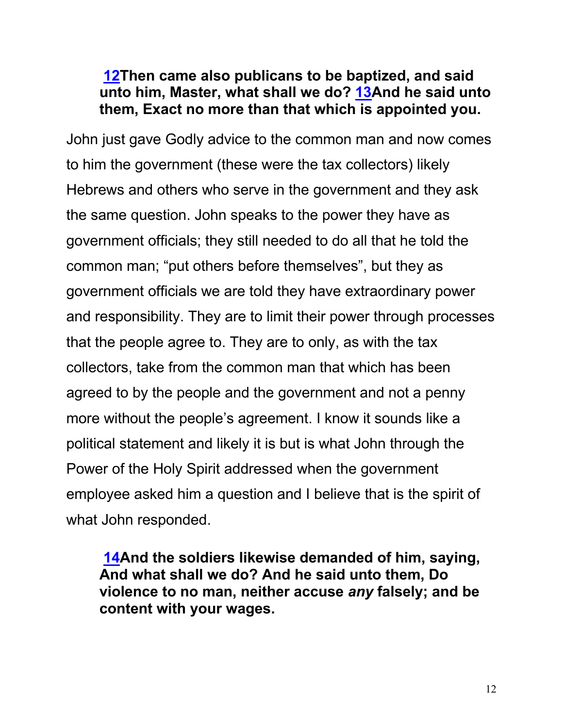**[12](#)Then came also publicans to be baptized, and said unto him, Master, what shall we do? [13](#)And he said unto them, Exact no more than that which is appointed you.**

John just gave Godly advice to the common man and now comes to him the government (these were the tax collectors) likely Hebrews and others who serve in the government and they ask the same question. John speaks to the power they have as government officials; they still needed to do all that he told the common man; "put others before themselves", but they as government officials we are told they have extraordinary power and responsibility. They are to limit their power through processes that the people agree to. They are to only, as with the tax collectors, take from the common man that which has been agreed to by the people and the government and not a penny more without the people's agreement. I know it sounds like a political statement and likely it is but is what John through the Power of the Holy Spirit addressed when the government employee asked him a question and I believe that is the spirit of what John responded.

**[14](#)And the soldiers likewise demanded of him, saying, And what shall we do? And he said unto them, Do violence to no man, neither accuse *any* falsely; and be content with your wages.**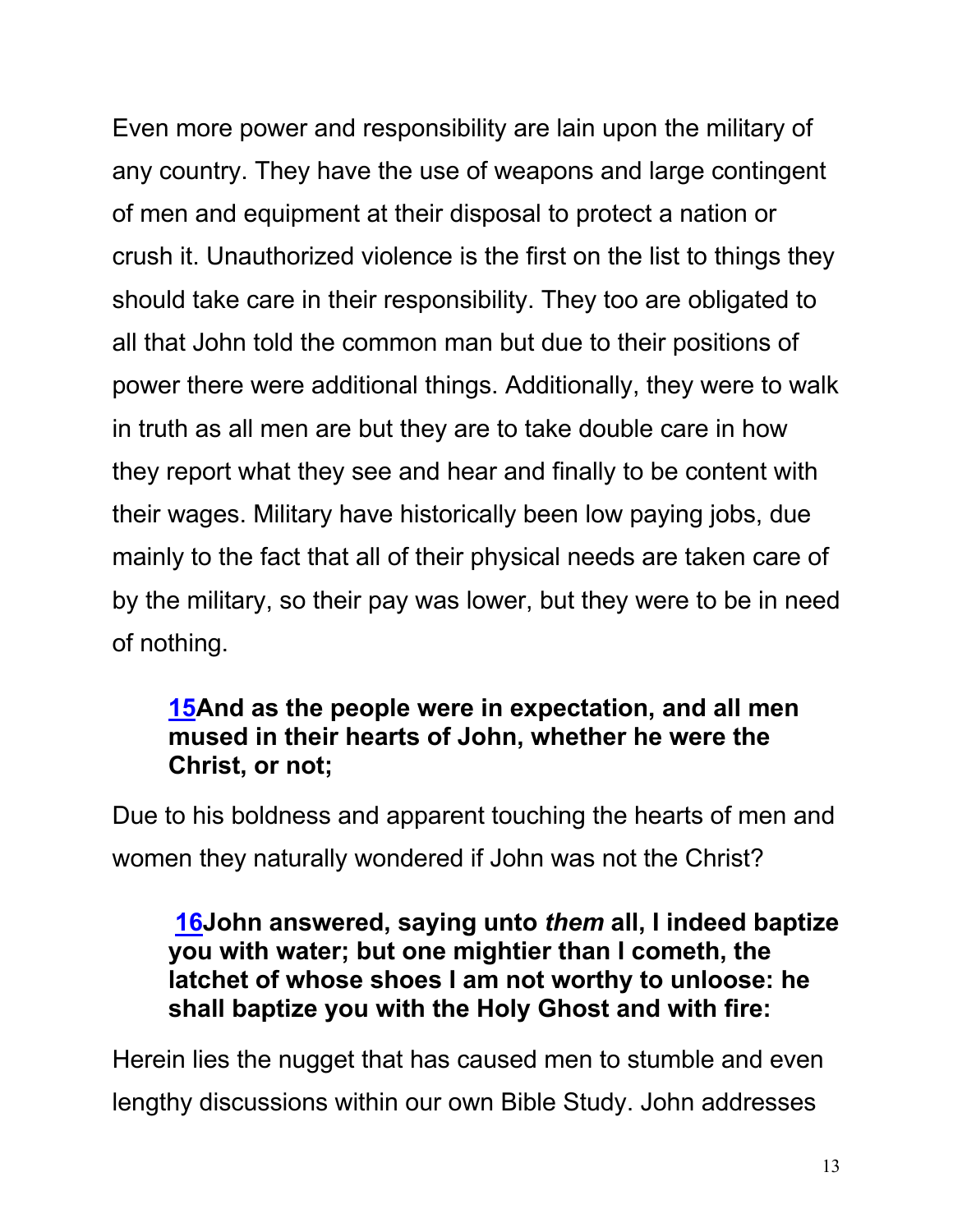Even more power and responsibility are lain upon the military of any country. They have the use of weapons and large contingent of men and equipment at their disposal to protect a nation or crush it. Unauthorized violence is the first on the list to things they should take care in their responsibility. They too are obligated to all that John told the common man but due to their positions of power there were additional things. Additionally, they were to walk in truth as all men are but they are to take double care in how they report what they see and hear and finally to be content with their wages. Military have historically been low paying jobs, due mainly to the fact that all of their physical needs are taken care of by the military, so their pay was lower, but they were to be in need of nothing.

> **15And as the people were in expectation, and all men mused in their hearts of John, whether he were the Christ, or not;**

Due to his boldness and apparent touching the hearts of men and women they naturally wondered if John was not the Christ?

> **16John answered, saying unto *them* all, I indeed baptize you with water; but one mightier than I cometh, the latchet of whose shoes I am not worthy to unloose: he shall baptize you with the Holy Ghost and with fire:**

Herein lies the nugget that has caused men to stumble and even lengthy discussions within our own Bible Study. John addresses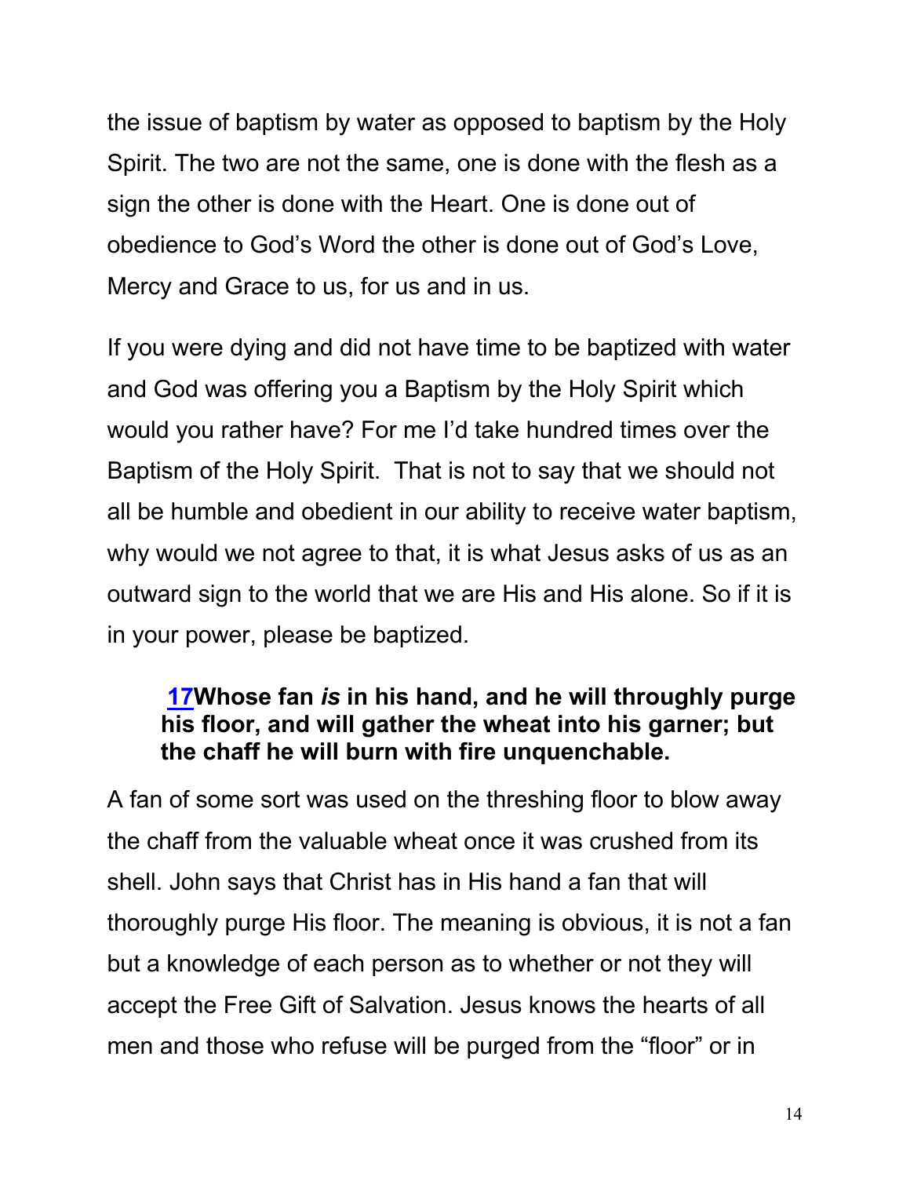the issue of baptism by water as opposed to baptism by the Holy Spirit. The two are not the same, one is done with the flesh as a sign the other is done with the Heart. One is done out of obedience to God's Word the other is done out of God's Love, Mercy and Grace to us, for us and in us.

If you were dying and did not have time to be baptized with water and God was offering you a Baptism by the Holy Spirit which would you rather have? For me I'd take hundred times over the Baptism of the Holy Spirit. That is not to say that we should not all be humble and obedient in our ability to receive water baptism, why would we not agree to that, it is what Jesus asks of us as an outward sign to the world that we are His and His alone. So if it is in your power, please be baptized.

> **17Whose fan *is* in his hand, and he will throughly purge his floor, and will gather the wheat into his garner; but the chaff he will burn with fire unquenchable.**

A fan of some sort was used on the threshing floor to blow away the chaff from the valuable wheat once it was crushed from its shell. John says that Christ has in His hand a fan that will thoroughly purge His floor. The meaning is obvious, it is not a fan but a knowledge of each person as to whether or not they will accept the Free Gift of Salvation. Jesus knows the hearts of all men and those who refuse will be purged from the "floor" or in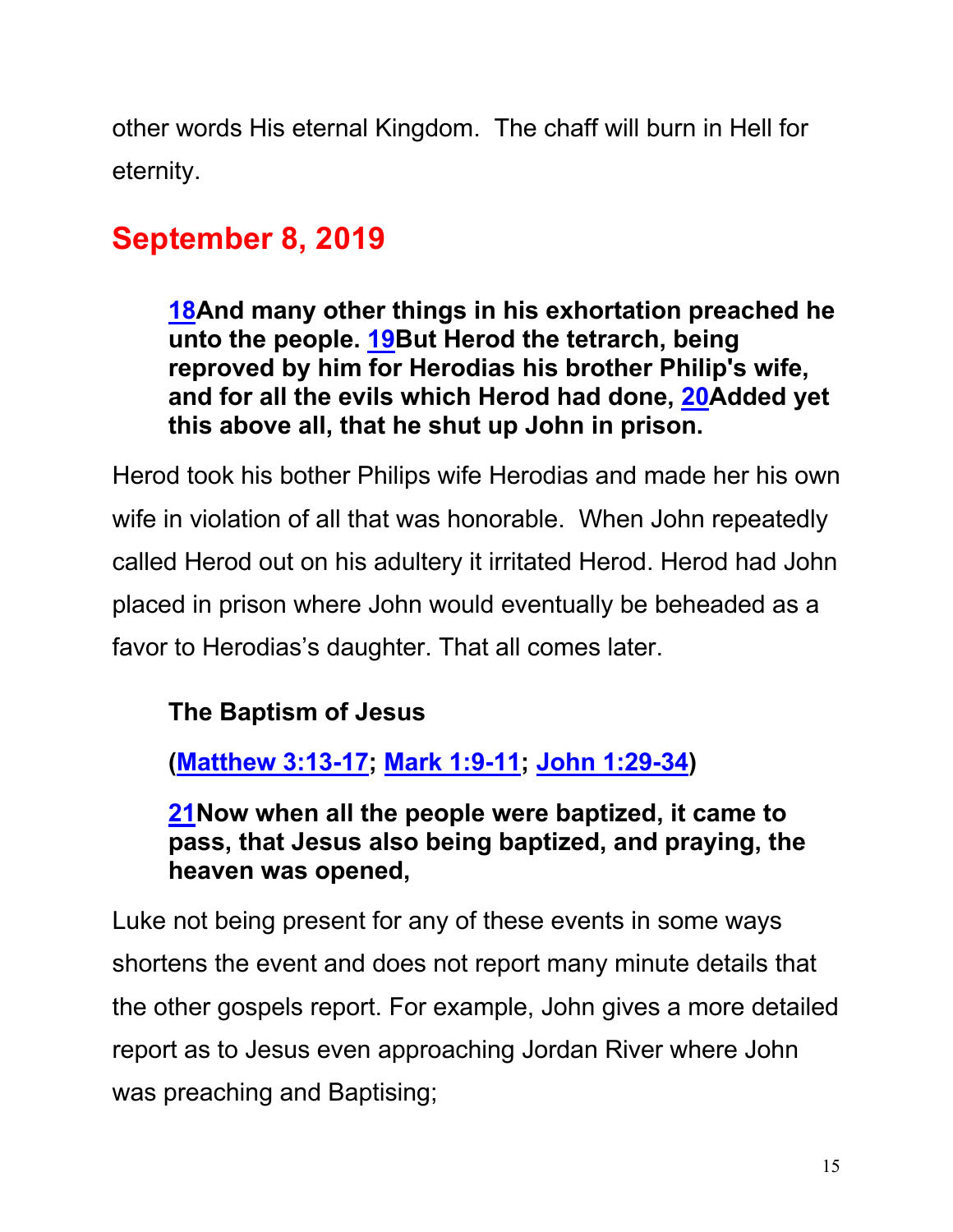other words His eternal Kingdom.  The chaff will burn in Hell for eternity.

## September 8, 2019

> **18And many other things in his exhortation preached he unto the people. 19But Herod the tetrarch, being reproved by him for Herodias his brother Philip's wife, and for all the evils which Herod had done, 20Added yet this above all, that he shut up John in prison.**

Herod took his bother Philips wife Herodias and made her his own wife in violation of all that was honorable.  When John repeatedly called Herod out on his adultery it irritated Herod. Herod had John placed in prison where John would eventually be beheaded as a favor to Herodias's daughter. That all comes later.

> **The Baptism of Jesus**
>
> **(Matthew 3:13-17; Mark 1:9-11; John 1:29-34)**
>
> **21Now when all the people were baptized, it came to pass, that Jesus also being baptized, and praying, the heaven was opened,**

Luke not being present for any of these events in some ways shortens the event and does not report many minute details that the other gospels report. For example, John gives a more detailed report as to Jesus even approaching Jordan River where John was preaching and Baptising;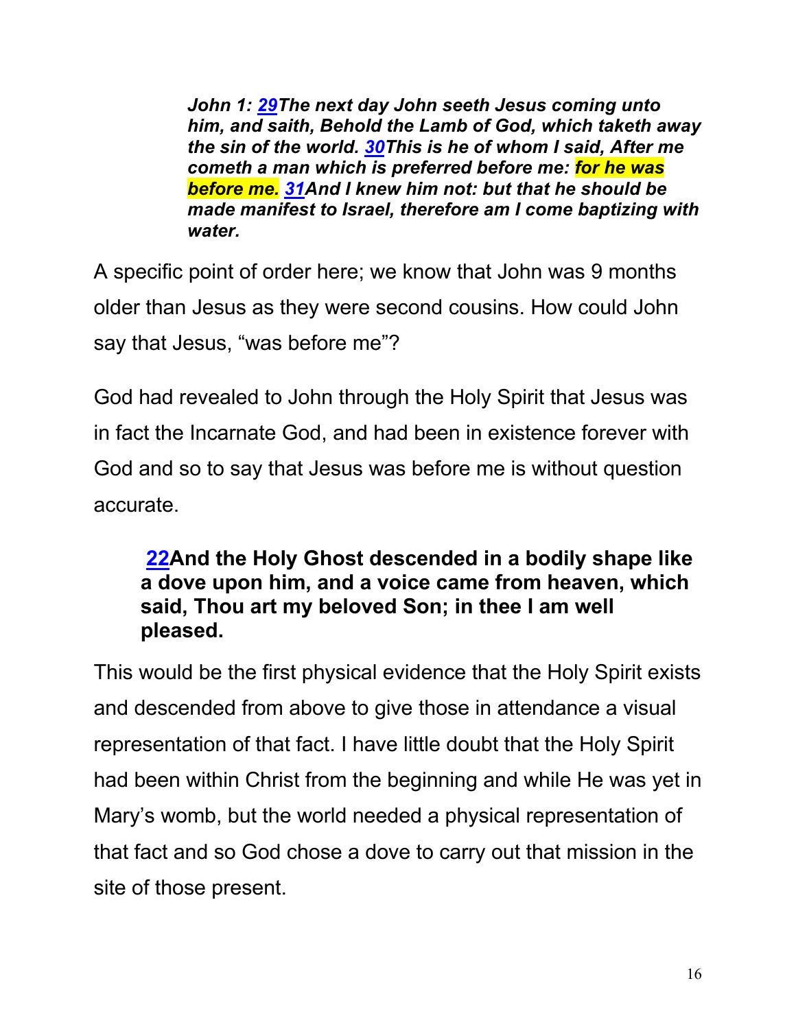*John 1: [29](#)The next day John seeth Jesus coming unto him, and saith, Behold the Lamb of God, which taketh away the sin of the world. [30](#)This is he of whom I said, After me cometh a man which is preferred before me: for he was before me. [31](#)And I knew him not: but that he should be made manifest to Israel, therefore am I come baptizing with water.*

A specific point of order here; we know that John was 9 months older than Jesus as they were second cousins. How could John say that Jesus, "was before me"?

God had revealed to John through the Holy Spirit that Jesus was in fact the Incarnate God, and had been in existence forever with God and so to say that Jesus was before me is without question accurate.

**[22](#)And the Holy Ghost descended in a bodily shape like a dove upon him, and a voice came from heaven, which said, Thou art my beloved Son; in thee I am well pleased.**

This would be the first physical evidence that the Holy Spirit exists and descended from above to give those in attendance a visual representation of that fact. I have little doubt that the Holy Spirit had been within Christ from the beginning and while He was yet in Mary's womb, but the world needed a physical representation of that fact and so God chose a dove to carry out that mission in the site of those present.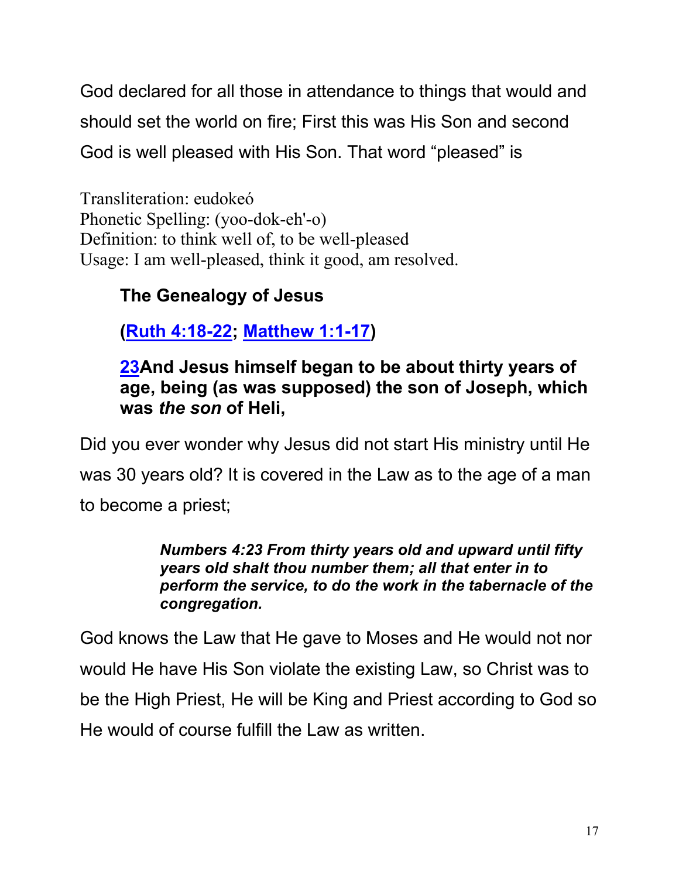God declared for all those in attendance to things that would and should set the world on fire; First this was His Son and second God is well pleased with His Son. That word "pleased" is

Transliteration: eudokeó
Phonetic Spelling: (yoo-dok-eh'-o)
Definition: to think well of, to be well-pleased
Usage: I am well-pleased, think it good, am resolved.

**The Genealogy of Jesus**

**([Ruth 4:18-22](); [Matthew 1:1-17]())**

**[23]()And Jesus himself began to be about thirty years of age, being (as was supposed) the son of Joseph, which was *the son* of Heli,**

Did you ever wonder why Jesus did not start His ministry until He was 30 years old? It is covered in the Law as to the age of a man to become a priest;

> ***Numbers 4:23 From thirty years old and upward until fifty years old shalt thou number them; all that enter in to perform the service, to do the work in the tabernacle of the congregation.***

God knows the Law that He gave to Moses and He would not nor would He have His Son violate the existing Law, so Christ was to be the High Priest, He will be King and Priest according to God so He would of course fulfill the Law as written.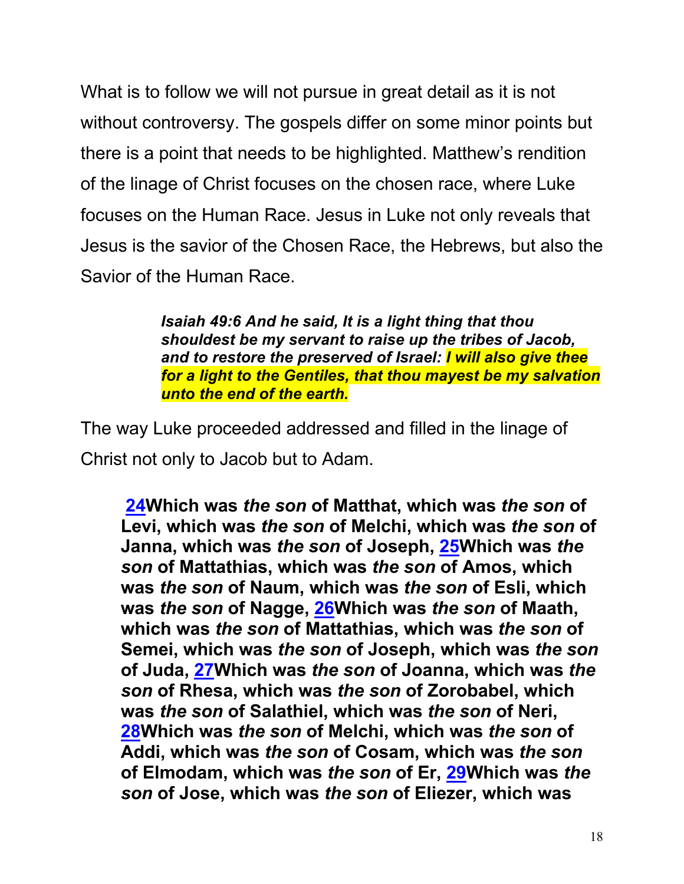What is to follow we will not pursue in great detail as it is not without controversy. The gospels differ on some minor points but there is a point that needs to be highlighted. Matthew's rendition of the linage of Christ focuses on the chosen race, where Luke focuses on the Human Race. Jesus in Luke not only reveals that Jesus is the savior of the Chosen Race, the Hebrews, but also the Savior of the Human Race.

> ***Isaiah 49:6 And he said, It is a light thing that thou shouldest be my servant to raise up the tribes of Jacob, and to restore the preserved of Israel: I will also give thee for a light to the Gentiles, that thou mayest be my salvation unto the end of the earth.***

The way Luke proceeded addressed and filled in the linage of Christ not only to Jacob but to Adam.

> **24Which was *the son* of Matthat, which was *the son* of Levi, which was *the son* of Melchi, which was *the son* of Janna, which was *the son* of Joseph, 25Which was *the son* of Mattathias, which was *the son* of Amos, which was *the son* of Naum, which was *the son* of Esli, which was *the son* of Nagge, 26Which was *the son* of Maath, which was *the son* of Mattathias, which was *the son* of Semei, which was *the son* of Joseph, which was *the son* of Juda, 27Which was *the son* of Joanna, which was *the son* of Rhesa, which was *the son* of Zorobabel, which was *the son* of Salathiel, which was *the son* of Neri, 28Which was *the son* of Melchi, which was *the son* of Addi, which was *the son* of Cosam, which was *the son* of Elmodam, which was *the son* of Er, 29Which was *the son* of Jose, which was *the son* of Eliezer, which was**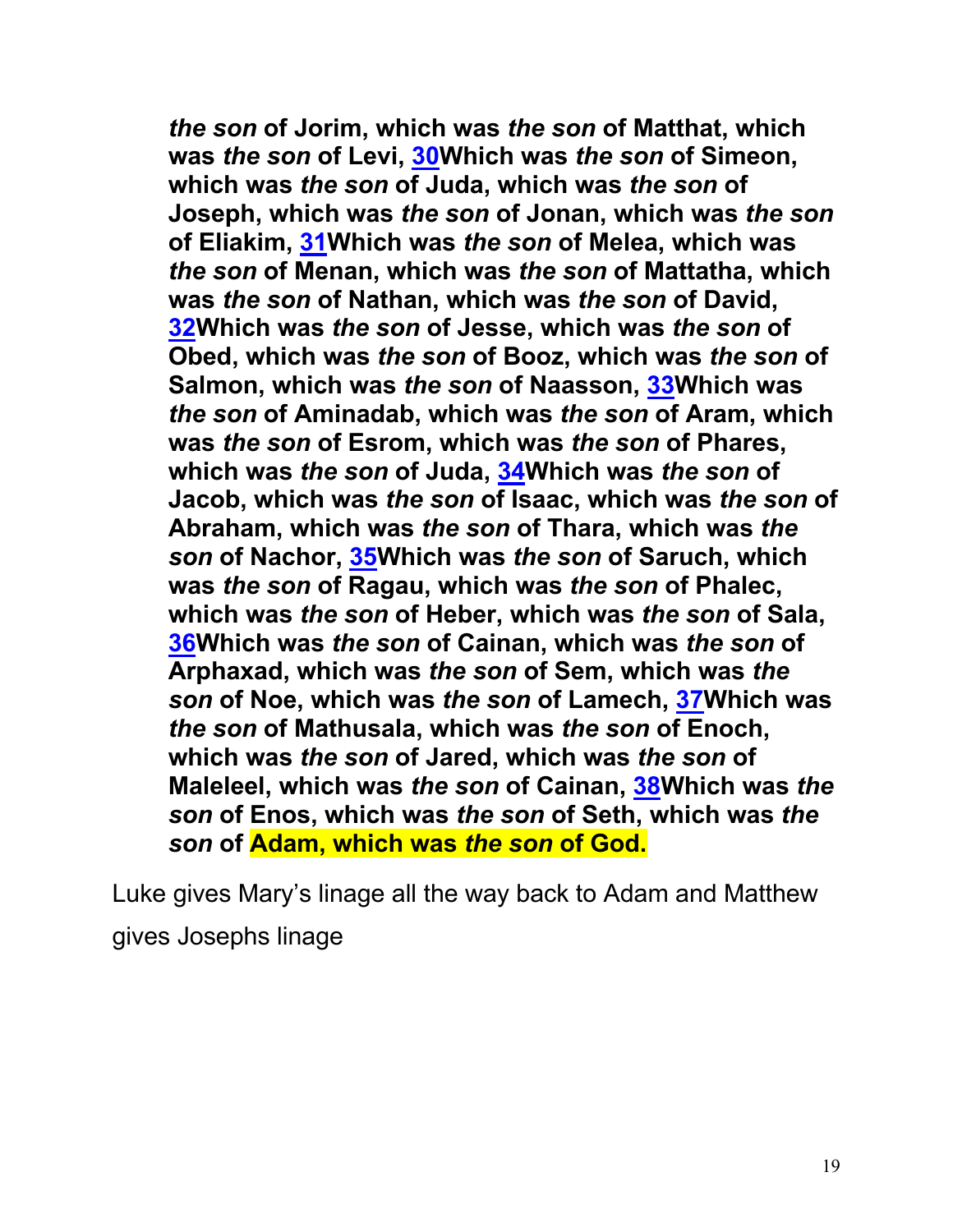***the son* of Jorim, which was *the son* of Matthat, which was *the son* of Levi, 30Which was *the son* of Simeon, which was *the son* of Juda, which was *the son* of Joseph, which was *the son* of Jonan, which was *the son* of Eliakim, 31Which was *the son* of Melea, which was *the son* of Menan, which was *the son* of Mattatha, which was *the son* of Nathan, which was *the son* of David, 32Which was *the son* of Jesse, which was *the son* of Obed, which was *the son* of Booz, which was *the son* of Salmon, which was *the son* of Naasson, 33Which was *the son* of Aminadab, which was *the son* of Aram, which was *the son* of Esrom, which was *the son* of Phares, which was *the son* of Juda, 34Which was *the son* of Jacob, which was *the son* of Isaac, which was *the son* of Abraham, which was *the son* of Thara, which was *the son* of Nachor, 35Which was *the son* of Saruch, which was *the son* of Ragau, which was *the son* of Phalec, which was *the son* of Heber, which was *the son* of Sala, 36Which was *the son* of Cainan, which was *the son* of Arphaxad, which was *the son* of Sem, which was *the son* of Noe, which was *the son* of Lamech, 37Which was *the son* of Mathusala, which was *the son* of Enoch, which was *the son* of Jared, which was *the son* of Maleleel, which was *the son* of Cainan, 38Which was *the son* of Enos, which was *the son* of Seth, which was *the son* of Adam, which was *the son* of God.**

Luke gives Mary's linage all the way back to Adam and Matthew gives Josephs linage